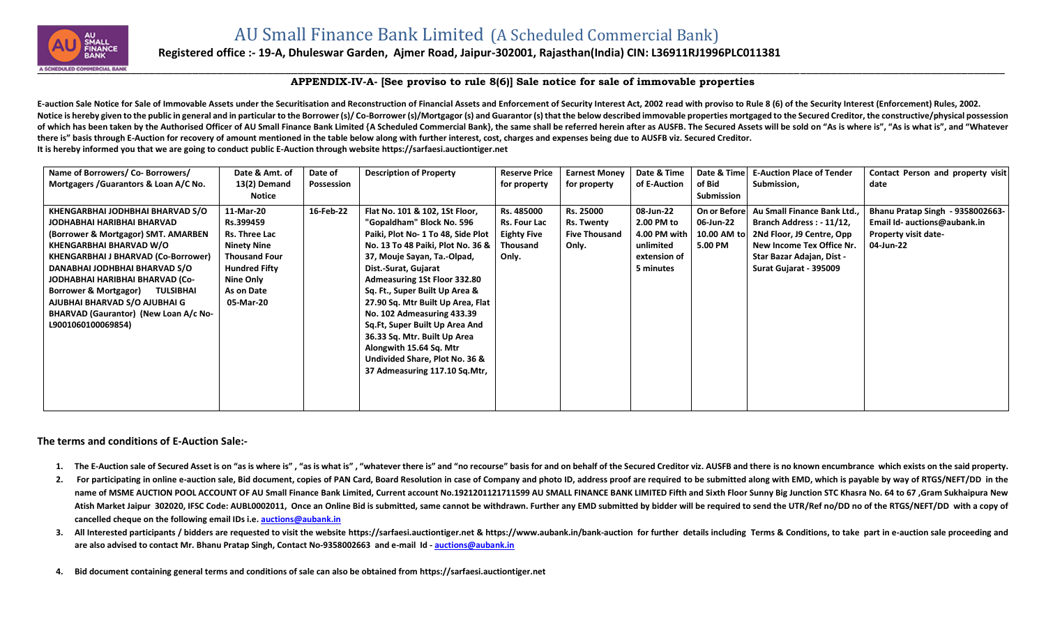# AU Small Finance Bank Limited (A Scheduled Commercial Bank)

**Registered office :- 19-A, Dhuleswar Garden, Ajmer Road, Jaipur-302001, Rajasthan(India) CIN: L36911RJ1996PLC011381**

## APPENDIX-IV-A- [See proviso to rule 8(6)] Sale notice for sale of immovable properties

**E-auction Sale Notice for Sale of Immovable Assets under the Securitisation and Reconstruction of Financial Assets and Enforcement of Security Interest Act, 2002 read with proviso to Rule 8 (6) of the Security Interest (Enforcement) Rules, 2002.**

**Notice is hereby given to the public in general and in particular to the Borrower (s)/ Co-Borrower (s)/Mortgagor (s) and Guarantor (s) that the below described immovable properties mortgaged to the Secured Creditor, the constructive/physical possession of which has been taken by the Authorised Officer of AU Small Finance Bank Limited {A Scheduled Commercial Bank}, the same shall be referred herein after as AUSFB. The Secured Assets will be sold on "As is where is", "As is what is", and "Whatever there is" basis through E-Auction for recovery of amount mentioned in the table below along with further interest, cost, charges and expenses being due to AUSFB viz. Secured Creditor.**

**It is hereby informed you that we are going to conduct public E-Auction through website https://sarfaesi.auctiontiger.net**

| Name of Borrowers/ Co- Borrowers/ Mortgagers /Guarantors & Loan A/C No. | Date & Amt. of 13(2) Demand Notice | Date of Possession | Description of Property | Reserve Price for property | Earnest Money for property | Date & Time of E-Auction | Date & Time of Bid Submission | E-Auction Place of Tender Submission, | Contact Person and property visit date |
|---|---|---|---|---|---|---|---|---|---|
| KHENGARBHAI JODHBHAI BHARVAD S/O JODHABHAI HARIBHAI BHARVAD (Borrower & Mortgagor) SMT. AMARBEN KHENGARBHAI BHARVAD W/O KHENGARBHAI J BHARVAD (Co-Borrower) DANABHAI JODHBHAI BHARVAD S/O JODHABHAI HARIBHAI BHARVAD (Co-Borrower & Mortgagor) TULSIBHAI AJUBHAI BHARVAD S/O AJUBHAI G BHARVAD (Gaurantor) (New Loan A/c No- L9001060100069854) | 11-Mar-20 Rs.399459 Rs. Three Lac Ninety Nine Thousand Four Hundred Fifty Nine Only As on Date 05-Mar-20 | 16-Feb-22 | Flat No. 101 & 102, 1St Floor, "Gopaldham" Block No. 596 Paiki, Plot No- 1 To 48, Side Plot No. 13 To 48 Paiki, Plot No. 36 & 37, Mouje Sayan, Ta.-Olpad, Dist.-Surat, Gujarat Admeasuring 1St Floor 332.80 Sq. Ft., Super Built Up Area & 27.90 Sq. Mtr Built Up Area, Flat No. 102 Admeasuring 433.39 Sq.Ft, Super Built Up Area And 36.33 Sq. Mtr. Built Up Area Alongwith 15.64 Sq. Mtr Undivided Share, Plot No. 36 & 37 Admeasuring 117.10 Sq.Mtr, | Rs. 485000 Rs. Four Lac Eighty Five Thousand Only. | Rs. 25000 Rs. Twenty Five Thousand Only. | 08-Jun-22 2.00 PM to 4.00 PM with unlimited extension of 5 minutes | On or Before 06-Jun-22 10.00 AM to 5.00 PM | Au Small Finance Bank Ltd., Branch Address : - 11/12, 2Nd Floor, J9 Centre, Opp New Income Tex Office Nr. Star Bazar Adajan, Dist - Surat Gujarat - 395009 | Bhanu Pratap Singh - 9358002663- Email Id- auctions@aubank.in Property visit date- 04-Jun-22 |

**The terms and conditions of E-Auction Sale:-**

1. **The E-Auction sale of Secured Asset is on "as is where is" , "as is what is" , "whatever there is" and "no recourse" basis for and on behalf of the Secured Creditor viz. AUSFB and there is no known encumbrance which exists on the said property.**
2. **For participating in online e-auction sale, Bid document, copies of PAN Card, Board Resolution in case of Company and photo ID, address proof are required to be submitted along with EMD, which is payable by way of RTGS/NEFT/DD in the name of MSME AUCTION POOL ACCOUNT OF AU Small Finance Bank Limited, Current account No.1921201121711599 AU SMALL FINANCE BANK LIMITED Fifth and Sixth Floor Sunny Big Junction STC Khasra No. 64 to 67 ,Gram Sukhaipura New Atish Market Jaipur 302020, IFSC Code: AUBL0002011, Once an Online Bid is submitted, same cannot be withdrawn. Further any EMD submitted by bidder will be required to send the UTR/Ref no/DD no of the RTGS/NEFT/DD with a copy of cancelled cheque on the following email IDs i.e. auctions@aubank.in**
3. **All Interested participants / bidders are requested to visit the website https://sarfaesi.auctiontiger.net & https://www.aubank.in/bank-auction for further details including Terms & Conditions, to take part in e-auction sale proceeding and are also advised to contact Mr. Bhanu Pratap Singh, Contact No-9358002663 and e-mail Id - auctions@aubank.in**
4. **Bid document containing general terms and conditions of sale can also be obtained from https://sarfaesi.auctiontiger.net**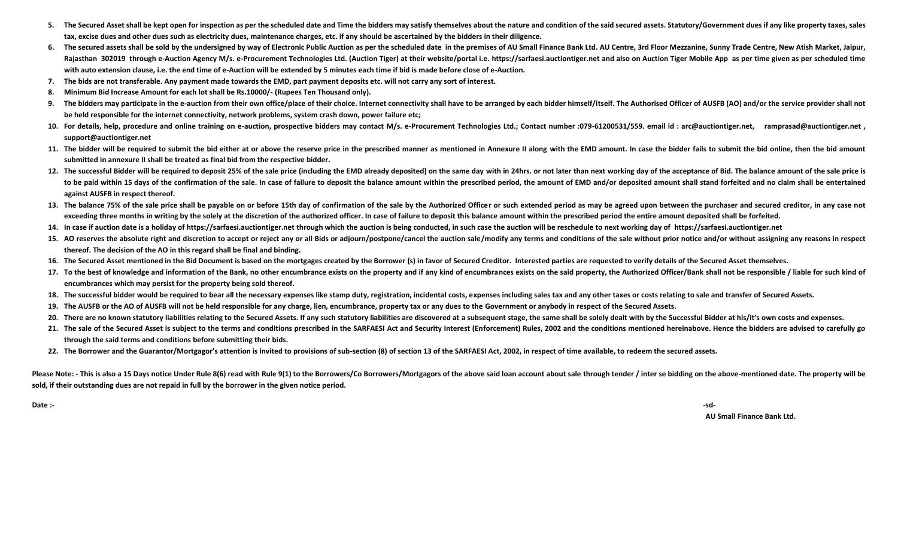5. **The Secured Asset shall be kept open for inspection as per the scheduled date and Time the bidders may satisfy themselves about the nature and condition of the said secured assets. Statutory/Government dues if any like property taxes, sales tax, excise dues and other dues such as electricity dues, maintenance charges, etc. if any should be ascertained by the bidders in their diligence.**
6. **The secured assets shall be sold by the undersigned by way of Electronic Public Auction as per the scheduled date in the premises of AU Small Finance Bank Ltd. AU Centre, 3rd Floor Mezzanine, Sunny Trade Centre, New Atish Market, Jaipur, Rajasthan 302019 through e-Auction Agency M/s. e-Procurement Technologies Ltd. (Auction Tiger) at their website/portal i.e. https://sarfaesi.auctiontiger.net and also on Auction Tiger Mobile App as per time given as per scheduled time with auto extension clause, i.e. the end time of e-Auction will be extended by 5 minutes each time if bid is made before close of e-Auction.**
7. **The bids are not transferable. Any payment made towards the EMD, part payment deposits etc. will not carry any sort of interest.**
8. **Minimum Bid Increase Amount for each lot shall be Rs.10000/- (Rupees Ten Thousand only).**
9. **The bidders may participate in the e-auction from their own office/place of their choice. Internet connectivity shall have to be arranged by each bidder himself/itself. The Authorised Officer of AUSFB (AO) and/or the service provider shall not be held responsible for the internet connectivity, network problems, system crash down, power failure etc;**
10. **For details, help, procedure and online training on e-auction, prospective bidders may contact M/s. e-Procurement Technologies Ltd.; Contact number :079-61200531/559. email id : arc@auctiontiger.net, ramprasad@auctiontiger.net , support@auctiontiger.net**
11. **The bidder will be required to submit the bid either at or above the reserve price in the prescribed manner as mentioned in Annexure II along with the EMD amount. In case the bidder fails to submit the bid online, then the bid amount submitted in annexure II shall be treated as final bid from the respective bidder.**
12. **The successful Bidder will be required to deposit 25% of the sale price (including the EMD already deposited) on the same day with in 24hrs. or not later than next working day of the acceptance of Bid. The balance amount of the sale price is to be paid within 15 days of the confirmation of the sale. In case of failure to deposit the balance amount within the prescribed period, the amount of EMD and/or deposited amount shall stand forfeited and no claim shall be entertained against AUSFB in respect thereof.**
13. **The balance 75% of the sale price shall be payable on or before 15th day of confirmation of the sale by the Authorized Officer or such extended period as may be agreed upon between the purchaser and secured creditor, in any case not exceeding three months in writing by the solely at the discretion of the authorized officer. In case of failure to deposit this balance amount within the prescribed period the entire amount deposited shall be forfeited.**
14. **In case if auction date is a holiday of https://sarfaesi.auctiontiger.net through which the auction is being conducted, in such case the auction will be reschedule to next working day of https://sarfaesi.auctiontiger.net**
15. **AO reserves the absolute right and discretion to accept or reject any or all Bids or adjourn/postpone/cancel the auction sale/modify any terms and conditions of the sale without prior notice and/or without assigning any reasons in respect thereof. The decision of the AO in this regard shall be final and binding.**
16. **The Secured Asset mentioned in the Bid Document is based on the mortgages created by the Borrower (s) in favor of Secured Creditor. Interested parties are requested to verify details of the Secured Asset themselves.**
17. **To the best of knowledge and information of the Bank, no other encumbrance exists on the property and if any kind of encumbrances exists on the said property, the Authorized Officer/Bank shall not be responsible / liable for such kind of encumbrances which may persist for the property being sold thereof.**
18. **The successful bidder would be required to bear all the necessary expenses like stamp duty, registration, incidental costs, expenses including sales tax and any other taxes or costs relating to sale and transfer of Secured Assets.**
19. **The AUSFB or the AO of AUSFB will not be held responsible for any charge, lien, encumbrance, property tax or any dues to the Government or anybody in respect of the Secured Assets.**
20. **There are no known statutory liabilities relating to the Secured Assets. If any such statutory liabilities are discovered at a subsequent stage, the same shall be solely dealt with by the Successful Bidder at his/it's own costs and expenses.**
21. **The sale of the Secured Asset is subject to the terms and conditions prescribed in the SARFAESI Act and Security Interest (Enforcement) Rules, 2002 and the conditions mentioned hereinabove. Hence the bidders are advised to carefully go through the said terms and conditions before submitting their bids.**
22. **The Borrower and the Guarantor/Mortgagor's attention is invited to provisions of sub-section (8) of section 13 of the SARFAESI Act, 2002, in respect of time available, to redeem the secured assets.**

**Please Note: - This is also a 15 Days notice Under Rule 8(6) read with Rule 9(1) to the Borrowers/Co Borrowers/Mortgagors of the above said loan account about sale through tender / inter se bidding on the above-mentioned date. The property will be sold, if their outstanding dues are not repaid in full by the borrower in the given notice period.**

**Date :-**

**-sd-**

**AU Small Finance Bank Ltd.**